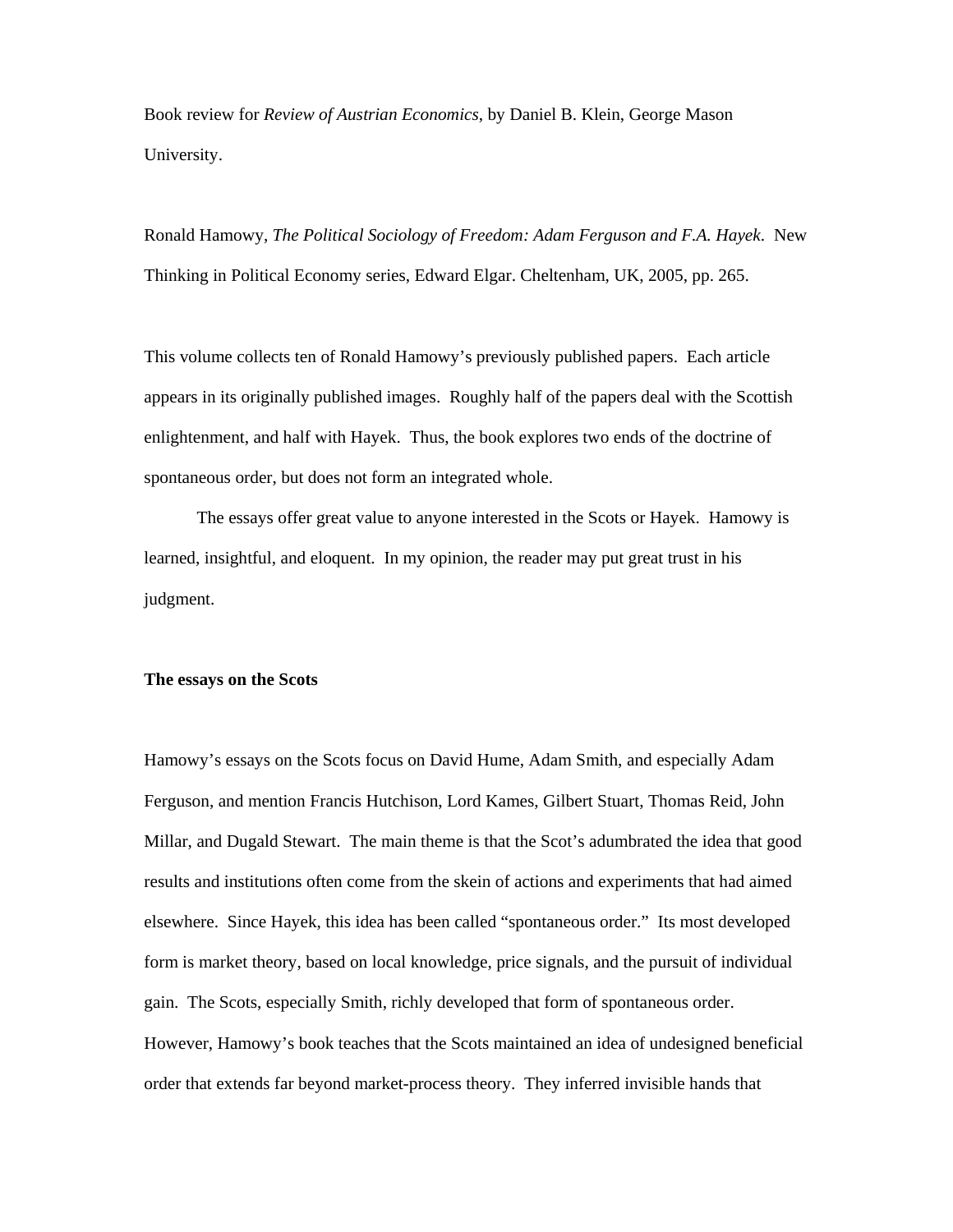Book review for *Review of Austrian Economics*, by Daniel B. Klein, George Mason University.

Ronald Hamowy, *The Political Sociology of Freedom: Adam Ferguson and F.A. Hayek*. New Thinking in Political Economy series, Edward Elgar. Cheltenham, UK, 2005, pp. 265.

This volume collects ten of Ronald Hamowy's previously published papers. Each article appears in its originally published images. Roughly half of the papers deal with the Scottish enlightenment, and half with Hayek. Thus, the book explores two ends of the doctrine of spontaneous order, but does not form an integrated whole.

The essays offer great value to anyone interested in the Scots or Hayek. Hamowy is learned, insightful, and eloquent. In my opinion, the reader may put great trust in his judgment.

**The essays on the Scots**

Hamowy's essays on the Scots focus on David Hume, Adam Smith, and especially Adam Ferguson, and mention Francis Hutchison, Lord Kames, Gilbert Stuart, Thomas Reid, John Millar, and Dugald Stewart. The main theme is that the Scot's adumbrated the idea that good results and institutions often come from the skein of actions and experiments that had aimed elsewhere. Since Hayek, this idea has been called "spontaneous order." Its most developed form is market theory, based on local knowledge, price signals, and the pursuit of individual gain. The Scots, especially Smith, richly developed that form of spontaneous order. However, Hamowy's book teaches that the Scots maintained an idea of undesigned beneficial order that extends far beyond market-process theory. They inferred invisible hands that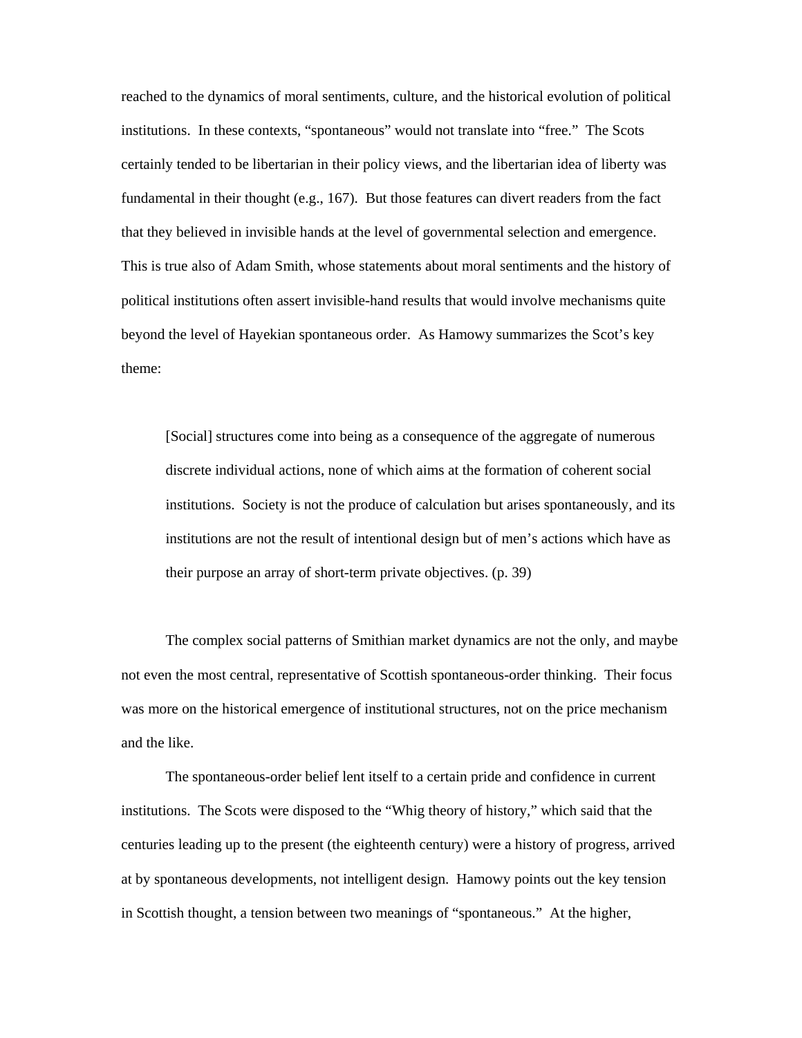reached to the dynamics of moral sentiments, culture, and the historical evolution of political institutions. In these contexts, "spontaneous" would not translate into "free." The Scots certainly tended to be libertarian in their policy views, and the libertarian idea of liberty was fundamental in their thought (e.g., 167). But those features can divert readers from the fact that they believed in invisible hands at the level of governmental selection and emergence. This is true also of Adam Smith, whose statements about moral sentiments and the history of political institutions often assert invisible-hand results that would involve mechanisms quite beyond the level of Hayekian spontaneous order. As Hamowy summarizes the Scot's key theme:

> [Social] structures come into being as a consequence of the aggregate of numerous discrete individual actions, none of which aims at the formation of coherent social institutions. Society is not the produce of calculation but arises spontaneously, and its institutions are not the result of intentional design but of men's actions which have as their purpose an array of short-term private objectives. (p. 39)

The complex social patterns of Smithian market dynamics are not the only, and maybe not even the most central, representative of Scottish spontaneous-order thinking. Their focus was more on the historical emergence of institutional structures, not on the price mechanism and the like.

The spontaneous-order belief lent itself to a certain pride and confidence in current institutions. The Scots were disposed to the "Whig theory of history," which said that the centuries leading up to the present (the eighteenth century) were a history of progress, arrived at by spontaneous developments, not intelligent design. Hamowy points out the key tension in Scottish thought, a tension between two meanings of "spontaneous." At the higher,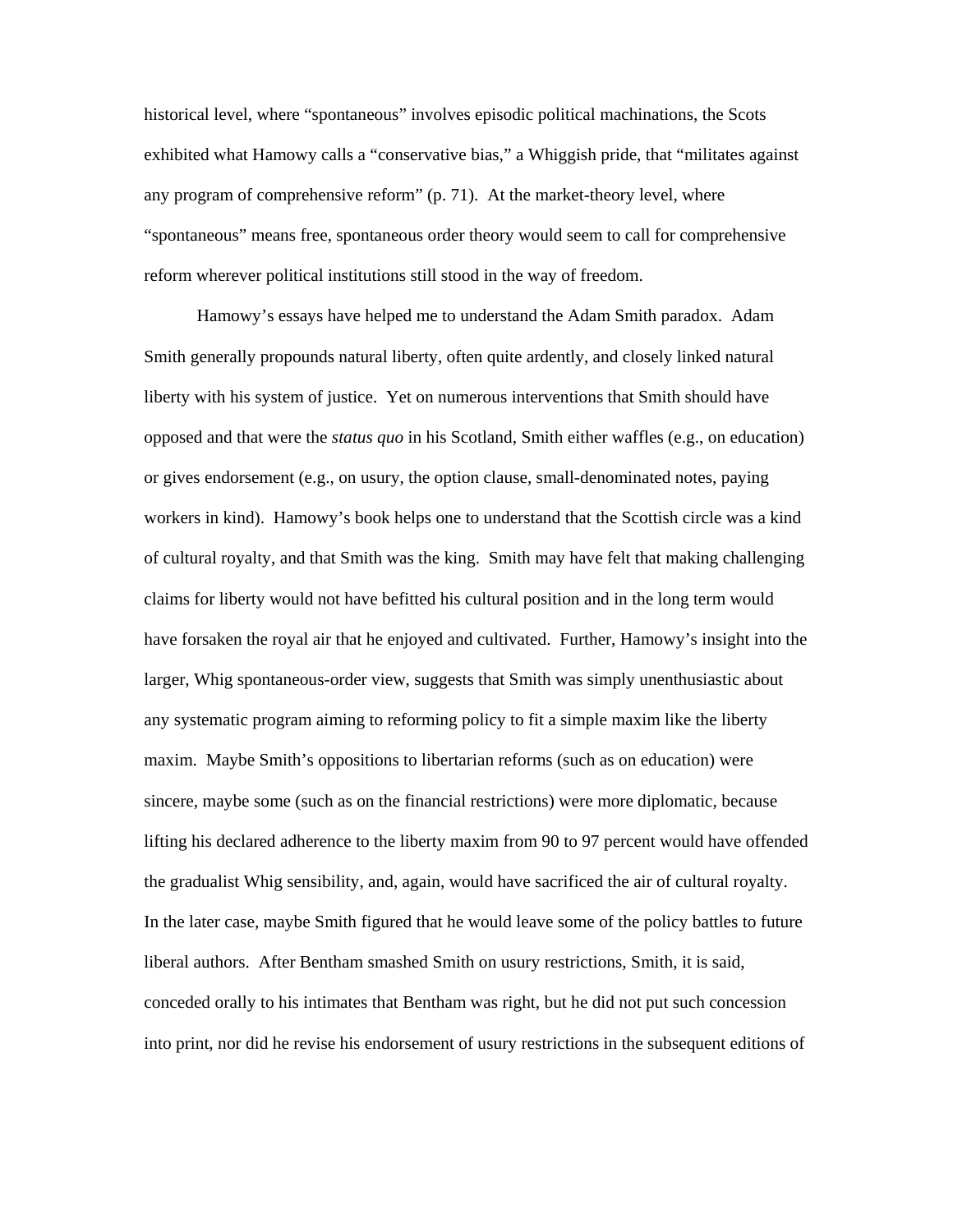historical level, where "spontaneous" involves episodic political machinations, the Scots exhibited what Hamowy calls a "conservative bias," a Whiggish pride, that "militates against any program of comprehensive reform" (p. 71). At the market-theory level, where "spontaneous" means free, spontaneous order theory would seem to call for comprehensive reform wherever political institutions still stood in the way of freedom.

Hamowy's essays have helped me to understand the Adam Smith paradox. Adam Smith generally propounds natural liberty, often quite ardently, and closely linked natural liberty with his system of justice. Yet on numerous interventions that Smith should have opposed and that were the *status quo* in his Scotland, Smith either waffles (e.g., on education) or gives endorsement (e.g., on usury, the option clause, small-denominated notes, paying workers in kind). Hamowy's book helps one to understand that the Scottish circle was a kind of cultural royalty, and that Smith was the king. Smith may have felt that making challenging claims for liberty would not have befitted his cultural position and in the long term would have forsaken the royal air that he enjoyed and cultivated. Further, Hamowy's insight into the larger, Whig spontaneous-order view, suggests that Smith was simply unenthusiastic about any systematic program aiming to reforming policy to fit a simple maxim like the liberty maxim. Maybe Smith's oppositions to libertarian reforms (such as on education) were sincere, maybe some (such as on the financial restrictions) were more diplomatic, because lifting his declared adherence to the liberty maxim from 90 to 97 percent would have offended the gradualist Whig sensibility, and, again, would have sacrificed the air of cultural royalty. In the later case, maybe Smith figured that he would leave some of the policy battles to future liberal authors. After Bentham smashed Smith on usury restrictions, Smith, it is said, conceded orally to his intimates that Bentham was right, but he did not put such concession into print, nor did he revise his endorsement of usury restrictions in the subsequent editions of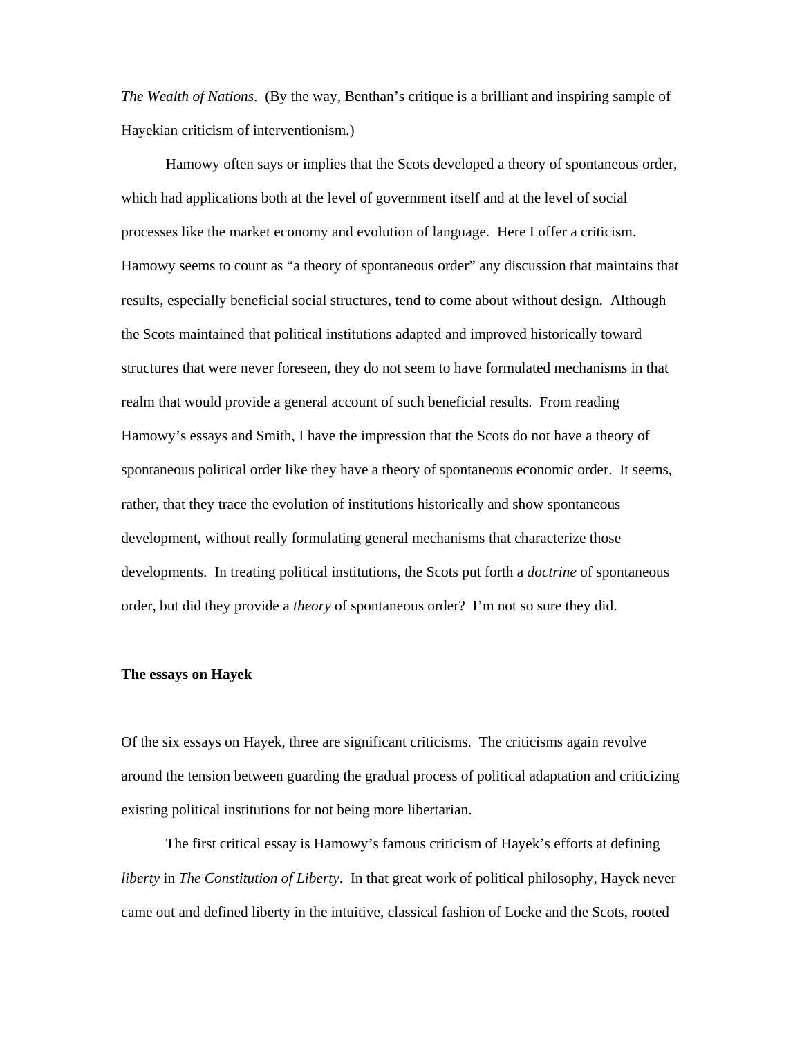*The Wealth of Nations*. (By the way, Benthan's critique is a brilliant and inspiring sample of Hayekian criticism of interventionism.)

Hamowy often says or implies that the Scots developed a theory of spontaneous order, which had applications both at the level of government itself and at the level of social processes like the market economy and evolution of language. Here I offer a criticism. Hamowy seems to count as "a theory of spontaneous order" any discussion that maintains that results, especially beneficial social structures, tend to come about without design. Although the Scots maintained that political institutions adapted and improved historically toward structures that were never foreseen, they do not seem to have formulated mechanisms in that realm that would provide a general account of such beneficial results. From reading Hamowy's essays and Smith, I have the impression that the Scots do not have a theory of spontaneous political order like they have a theory of spontaneous economic order. It seems, rather, that they trace the evolution of institutions historically and show spontaneous development, without really formulating general mechanisms that characterize those developments. In treating political institutions, the Scots put forth a *doctrine* of spontaneous order, but did they provide a *theory* of spontaneous order? I'm not so sure they did.

**The essays on Hayek**

Of the six essays on Hayek, three are significant criticisms. The criticisms again revolve around the tension between guarding the gradual process of political adaptation and criticizing existing political institutions for not being more libertarian.

The first critical essay is Hamowy's famous criticism of Hayek's efforts at defining *liberty* in *The Constitution of Liberty*. In that great work of political philosophy, Hayek never came out and defined liberty in the intuitive, classical fashion of Locke and the Scots, rooted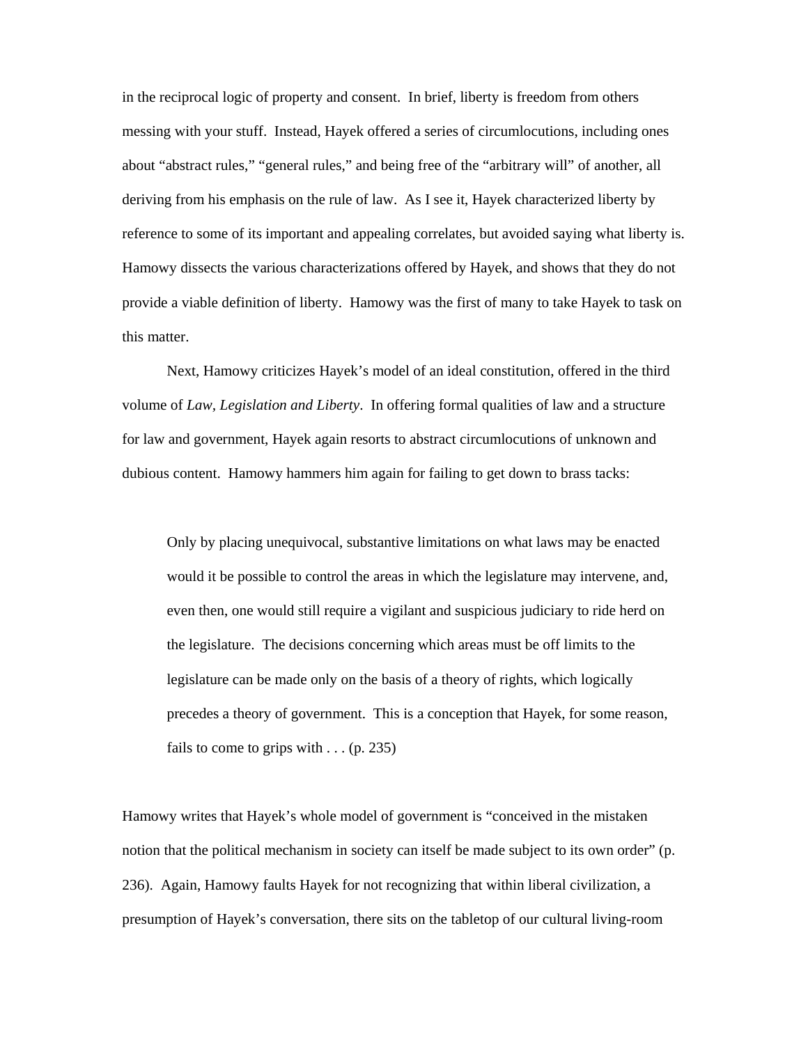in the reciprocal logic of property and consent. In brief, liberty is freedom from others messing with your stuff. Instead, Hayek offered a series of circumlocutions, including ones about "abstract rules," "general rules," and being free of the "arbitrary will" of another, all deriving from his emphasis on the rule of law. As I see it, Hayek characterized liberty by reference to some of its important and appealing correlates, but avoided saying what liberty is. Hamowy dissects the various characterizations offered by Hayek, and shows that they do not provide a viable definition of liberty. Hamowy was the first of many to take Hayek to task on this matter.

Next, Hamowy criticizes Hayek's model of an ideal constitution, offered in the third volume of *Law, Legislation and Liberty*. In offering formal qualities of law and a structure for law and government, Hayek again resorts to abstract circumlocutions of unknown and dubious content. Hamowy hammers him again for failing to get down to brass tacks:

> Only by placing unequivocal, substantive limitations on what laws may be enacted would it be possible to control the areas in which the legislature may intervene, and, even then, one would still require a vigilant and suspicious judiciary to ride herd on the legislature. The decisions concerning which areas must be off limits to the legislature can be made only on the basis of a theory of rights, which logically precedes a theory of government. This is a conception that Hayek, for some reason, fails to come to grips with . . . (p. 235)

Hamowy writes that Hayek's whole model of government is "conceived in the mistaken notion that the political mechanism in society can itself be made subject to its own order" (p. 236). Again, Hamowy faults Hayek for not recognizing that within liberal civilization, a presumption of Hayek's conversation, there sits on the tabletop of our cultural living-room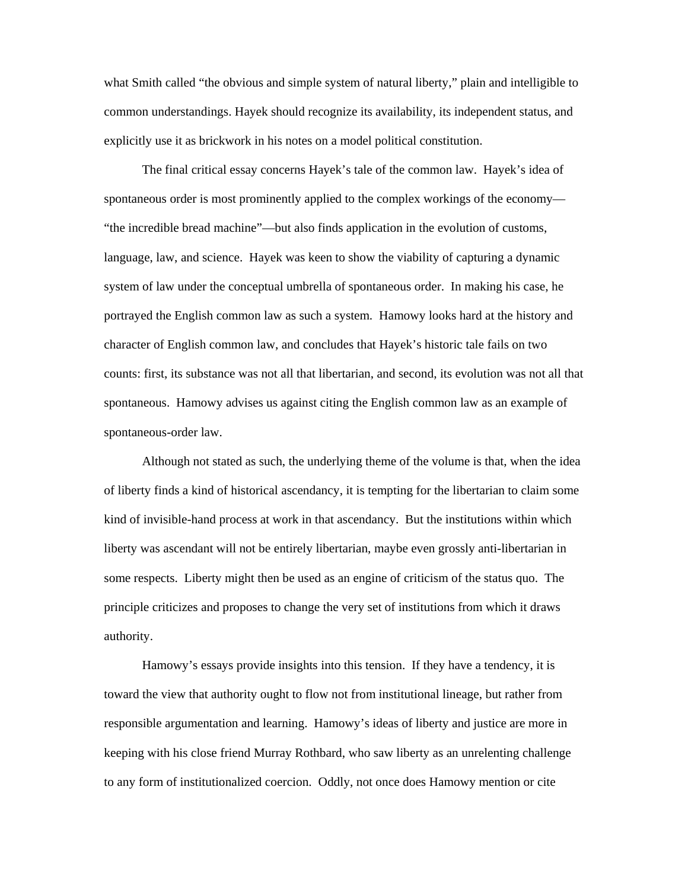what Smith called "the obvious and simple system of natural liberty," plain and intelligible to common understandings. Hayek should recognize its availability, its independent status, and explicitly use it as brickwork in his notes on a model political constitution.

The final critical essay concerns Hayek's tale of the common law. Hayek's idea of spontaneous order is most prominently applied to the complex workings of the economy—"the incredible bread machine"—but also finds application in the evolution of customs, language, law, and science. Hayek was keen to show the viability of capturing a dynamic system of law under the conceptual umbrella of spontaneous order. In making his case, he portrayed the English common law as such a system. Hamowy looks hard at the history and character of English common law, and concludes that Hayek's historic tale fails on two counts: first, its substance was not all that libertarian, and second, its evolution was not all that spontaneous. Hamowy advises us against citing the English common law as an example of spontaneous-order law.

Although not stated as such, the underlying theme of the volume is that, when the idea of liberty finds a kind of historical ascendancy, it is tempting for the libertarian to claim some kind of invisible-hand process at work in that ascendancy. But the institutions within which liberty was ascendant will not be entirely libertarian, maybe even grossly anti-libertarian in some respects. Liberty might then be used as an engine of criticism of the status quo. The principle criticizes and proposes to change the very set of institutions from which it draws authority.

Hamowy's essays provide insights into this tension. If they have a tendency, it is toward the view that authority ought to flow not from institutional lineage, but rather from responsible argumentation and learning. Hamowy's ideas of liberty and justice are more in keeping with his close friend Murray Rothbard, who saw liberty as an unrelenting challenge to any form of institutionalized coercion. Oddly, not once does Hamowy mention or cite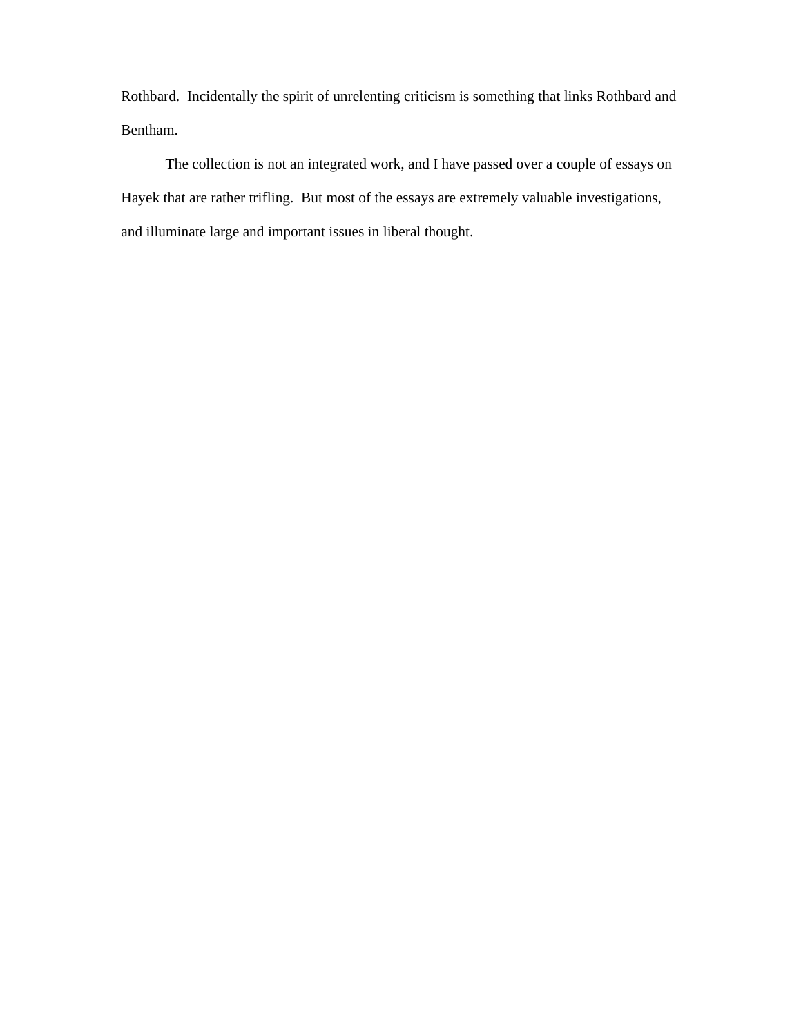Rothbard.  Incidentally the spirit of unrelenting criticism is something that links Rothbard and Bentham.

The collection is not an integrated work, and I have passed over a couple of essays on Hayek that are rather trifling.  But most of the essays are extremely valuable investigations, and illuminate large and important issues in liberal thought.